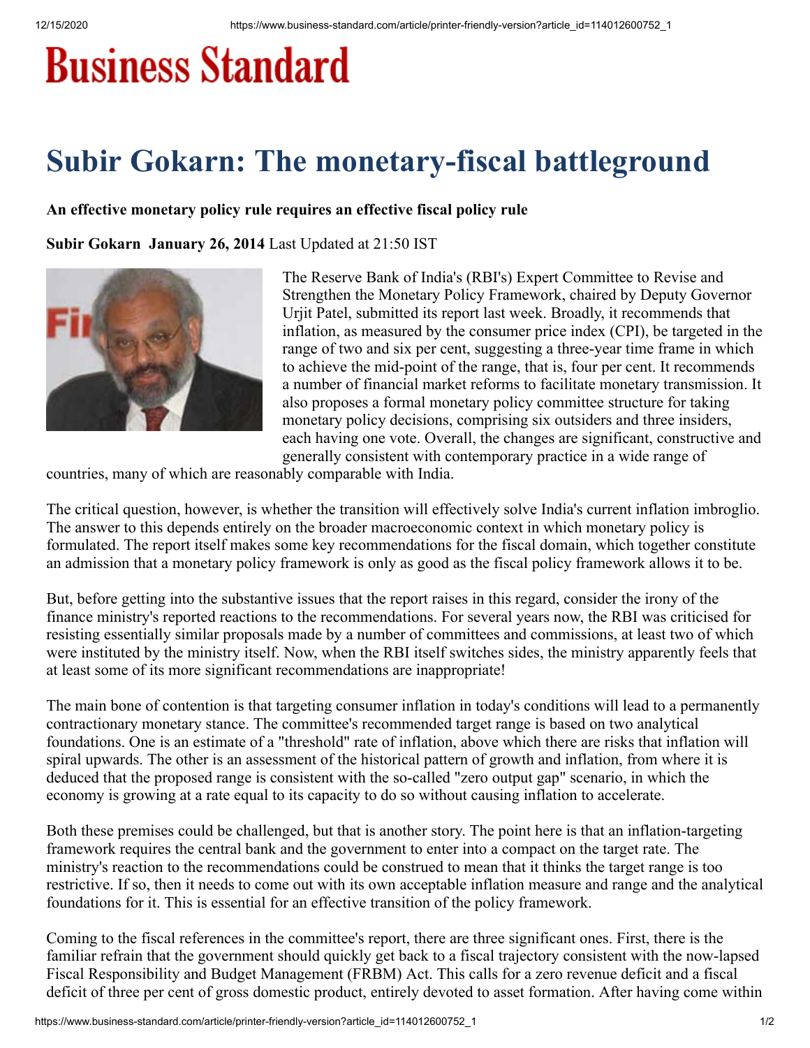# Business Standard

# Subir Gokarn: The monetary-fiscal battleground

**An effective monetary policy rule requires an effective fiscal policy rule**

**Subir Gokarn January 26, 2014** Last Updated at 21:50 IST

The Reserve Bank of India's (RBI's) Expert Committee to Revise and Strengthen the Monetary Policy Framework, chaired by Deputy Governor Urjit Patel, submitted its report last week. Broadly, it recommends that inflation, as measured by the consumer price index (CPI), be targeted in the range of two and six per cent, suggesting a three-year time frame in which to achieve the mid-point of the range, that is, four per cent. It recommends a number of financial market reforms to facilitate monetary transmission. It also proposes a formal monetary policy committee structure for taking monetary policy decisions, comprising six outsiders and three insiders, each having one vote. Overall, the changes are significant, constructive and generally consistent with contemporary practice in a wide range of countries, many of which are reasonably comparable with India.

The critical question, however, is whether the transition will effectively solve India's current inflation imbroglio. The answer to this depends entirely on the broader macroeconomic context in which monetary policy is formulated. The report itself makes some key recommendations for the fiscal domain, which together constitute an admission that a monetary policy framework is only as good as the fiscal policy framework allows it to be.

But, before getting into the substantive issues that the report raises in this regard, consider the irony of the finance ministry's reported reactions to the recommendations. For several years now, the RBI was criticised for resisting essentially similar proposals made by a number of committees and commissions, at least two of which were instituted by the ministry itself. Now, when the RBI itself switches sides, the ministry apparently feels that at least some of its more significant recommendations are inappropriate!

The main bone of contention is that targeting consumer inflation in today's conditions will lead to a permanently contractionary monetary stance. The committee's recommended target range is based on two analytical foundations. One is an estimate of a "threshold" rate of inflation, above which there are risks that inflation will spiral upwards. The other is an assessment of the historical pattern of growth and inflation, from where it is deduced that the proposed range is consistent with the so-called "zero output gap" scenario, in which the economy is growing at a rate equal to its capacity to do so without causing inflation to accelerate.

Both these premises could be challenged, but that is another story. The point here is that an inflation-targeting framework requires the central bank and the government to enter into a compact on the target rate. The ministry's reaction to the recommendations could be construed to mean that it thinks the target range is too restrictive. If so, then it needs to come out with its own acceptable inflation measure and range and the analytical foundations for it. This is essential for an effective transition of the policy framework.

Coming to the fiscal references in the committee's report, there are three significant ones. First, there is the familiar refrain that the government should quickly get back to a fiscal trajectory consistent with the now-lapsed Fiscal Responsibility and Budget Management (FRBM) Act. This calls for a zero revenue deficit and a fiscal deficit of three per cent of gross domestic product, entirely devoted to asset formation. After having come within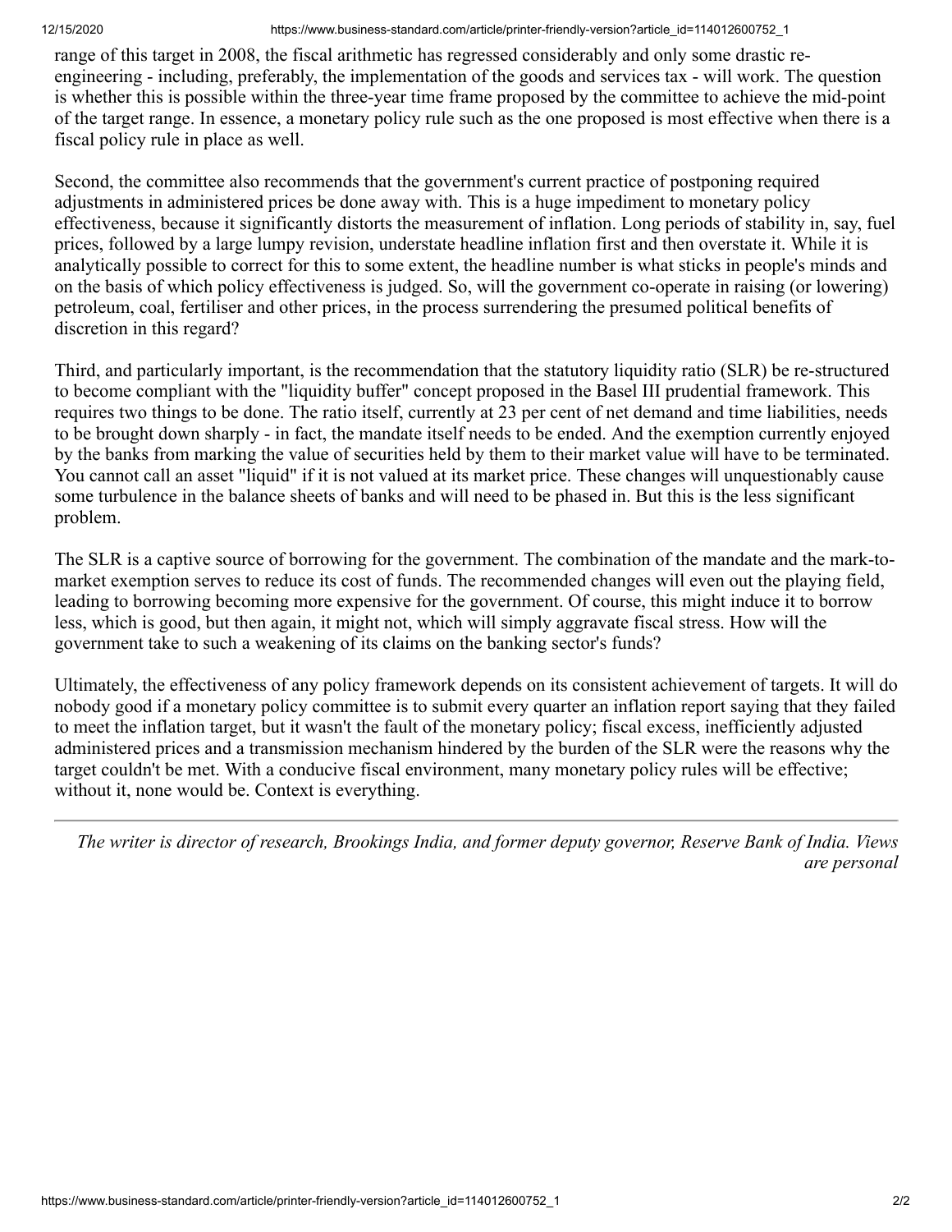range of this target in 2008, the fiscal arithmetic has regressed considerably and only some drastic re-engineering - including, preferably, the implementation of the goods and services tax - will work. The question is whether this is possible within the three-year time frame proposed by the committee to achieve the mid-point of the target range. In essence, a monetary policy rule such as the one proposed is most effective when there is a fiscal policy rule in place as well.

Second, the committee also recommends that the government's current practice of postponing required adjustments in administered prices be done away with. This is a huge impediment to monetary policy effectiveness, because it significantly distorts the measurement of inflation. Long periods of stability in, say, fuel prices, followed by a large lumpy revision, understate headline inflation first and then overstate it. While it is analytically possible to correct for this to some extent, the headline number is what sticks in people's minds and on the basis of which policy effectiveness is judged. So, will the government co-operate in raising (or lowering) petroleum, coal, fertiliser and other prices, in the process surrendering the presumed political benefits of discretion in this regard?

Third, and particularly important, is the recommendation that the statutory liquidity ratio (SLR) be re-structured to become compliant with the "liquidity buffer" concept proposed in the Basel III prudential framework. This requires two things to be done. The ratio itself, currently at 23 per cent of net demand and time liabilities, needs to be brought down sharply - in fact, the mandate itself needs to be ended. And the exemption currently enjoyed by the banks from marking the value of securities held by them to their market value will have to be terminated. You cannot call an asset "liquid" if it is not valued at its market price. These changes will unquestionably cause some turbulence in the balance sheets of banks and will need to be phased in. But this is the less significant problem.

The SLR is a captive source of borrowing for the government. The combination of the mandate and the mark-to-market exemption serves to reduce its cost of funds. The recommended changes will even out the playing field, leading to borrowing becoming more expensive for the government. Of course, this might induce it to borrow less, which is good, but then again, it might not, which will simply aggravate fiscal stress. How will the government take to such a weakening of its claims on the banking sector's funds?

Ultimately, the effectiveness of any policy framework depends on its consistent achievement of targets. It will do nobody good if a monetary policy committee is to submit every quarter an inflation report saying that they failed to meet the inflation target, but it wasn't the fault of the monetary policy; fiscal excess, inefficiently adjusted administered prices and a transmission mechanism hindered by the burden of the SLR were the reasons why the target couldn't be met. With a conducive fiscal environment, many monetary policy rules will be effective; without it, none would be. Context is everything.

---

*The writer is director of research, Brookings India, and former deputy governor, Reserve Bank of India. Views are personal*